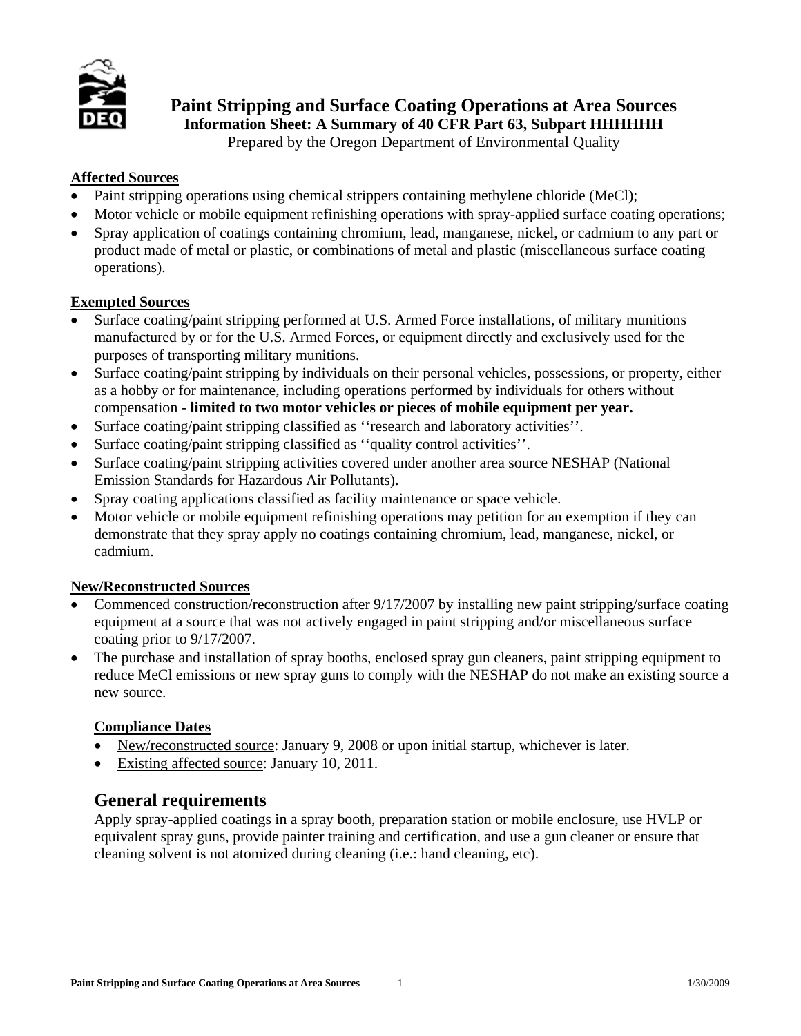# Paint Stripping and Surface Coating Operations at Area Sources

**Information Sheet: A Summary of 40 CFR Part 63, Subpart HHHHHH**

Prepared by the Oregon Department of Environmental Quality

## Affected Sources

- Paint stripping operations using chemical strippers containing methylene chloride (MeCl);
- Motor vehicle or mobile equipment refinishing operations with spray-applied surface coating operations;
- Spray application of coatings containing chromium, lead, manganese, nickel, or cadmium to any part or product made of metal or plastic, or combinations of metal and plastic (miscellaneous surface coating operations).

## Exempted Sources

- Surface coating/paint stripping performed at U.S. Armed Force installations, of military munitions manufactured by or for the U.S. Armed Forces, or equipment directly and exclusively used for the purposes of transporting military munitions.
- Surface coating/paint stripping by individuals on their personal vehicles, possessions, or property, either as a hobby or for maintenance, including operations performed by individuals for others without compensation - **limited to two motor vehicles or pieces of mobile equipment per year.**
- Surface coating/paint stripping classified as ''research and laboratory activities''.
- Surface coating/paint stripping classified as ''quality control activities''.
- Surface coating/paint stripping activities covered under another area source NESHAP (National Emission Standards for Hazardous Air Pollutants).
- Spray coating applications classified as facility maintenance or space vehicle.
- Motor vehicle or mobile equipment refinishing operations may petition for an exemption if they can demonstrate that they spray apply no coatings containing chromium, lead, manganese, nickel, or cadmium.

## New/Reconstructed Sources

- Commenced construction/reconstruction after 9/17/2007 by installing new paint stripping/surface coating equipment at a source that was not actively engaged in paint stripping and/or miscellaneous surface coating prior to 9/17/2007.
- The purchase and installation of spray booths, enclosed spray gun cleaners, paint stripping equipment to reduce MeCl emissions or new spray guns to comply with the NESHAP do not make an existing source a new source.

### Compliance Dates

- New/reconstructed source: January 9, 2008 or upon initial startup, whichever is later.
- Existing affected source: January 10, 2011.

## General requirements

Apply spray-applied coatings in a spray booth, preparation station or mobile enclosure, use HVLP or equivalent spray guns, provide painter training and certification, and use a gun cleaner or ensure that cleaning solvent is not atomized during cleaning (i.e.: hand cleaning, etc).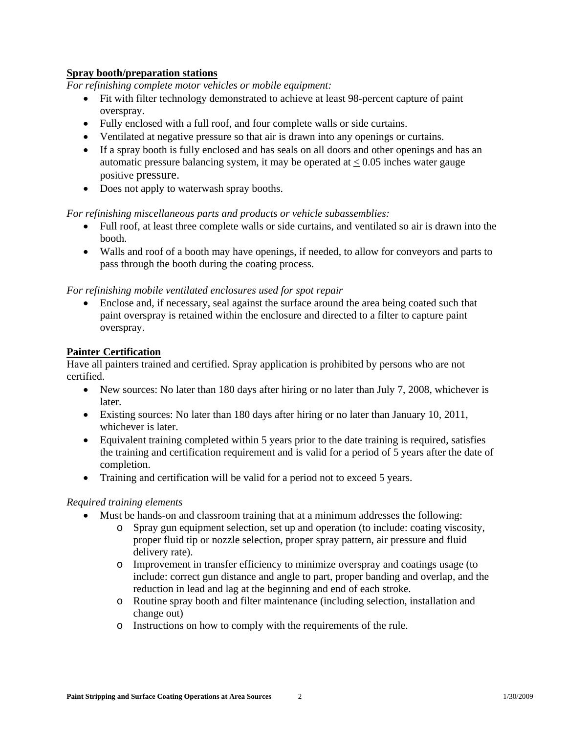**Spray booth/preparation stations**

*For refinishing complete motor vehicles or mobile equipment:*

- Fit with filter technology demonstrated to achieve at least 98-percent capture of paint overspray.
- Fully enclosed with a full roof, and four complete walls or side curtains.
- Ventilated at negative pressure so that air is drawn into any openings or curtains.
- If a spray booth is fully enclosed and has seals on all doors and other openings and has an automatic pressure balancing system, it may be operated at $\leq$ 0.05 inches water gauge positive pressure.
- Does not apply to waterwash spray booths.

*For refinishing miscellaneous parts and products or vehicle subassemblies:*

- Full roof, at least three complete walls or side curtains, and ventilated so air is drawn into the booth.
- Walls and roof of a booth may have openings, if needed, to allow for conveyors and parts to pass through the booth during the coating process.

*For refinishing mobile ventilated enclosures used for spot repair*

- Enclose and, if necessary, seal against the surface around the area being coated such that paint overspray is retained within the enclosure and directed to a filter to capture paint overspray.

**Painter Certification**

Have all painters trained and certified. Spray application is prohibited by persons who are not certified.

- New sources: No later than 180 days after hiring or no later than July 7, 2008, whichever is later.
- Existing sources: No later than 180 days after hiring or no later than January 10, 2011, whichever is later.
- Equivalent training completed within 5 years prior to the date training is required, satisfies the training and certification requirement and is valid for a period of 5 years after the date of completion.
- Training and certification will be valid for a period not to exceed 5 years.

*Required training elements*

- Must be hands-on and classroom training that at a minimum addresses the following:
    - Spray gun equipment selection, set up and operation (to include: coating viscosity, proper fluid tip or nozzle selection, proper spray pattern, air pressure and fluid delivery rate).
    - Improvement in transfer efficiency to minimize overspray and coatings usage (to include: correct gun distance and angle to part, proper banding and overlap, and the reduction in lead and lag at the beginning and end of each stroke.
    - Routine spray booth and filter maintenance (including selection, installation and change out)
    - Instructions on how to comply with the requirements of the rule.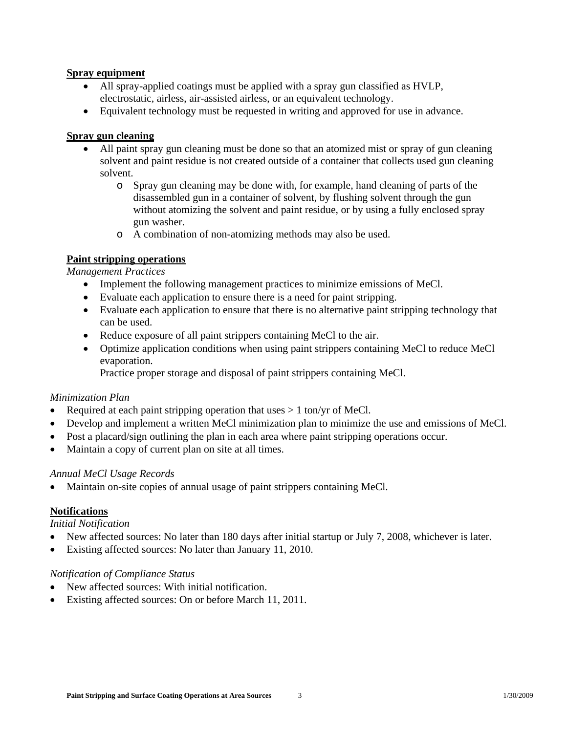**Spray equipment**

- All spray-applied coatings must be applied with a spray gun classified as HVLP, electrostatic, airless, air-assisted airless, or an equivalent technology.
- Equivalent technology must be requested in writing and approved for use in advance.

**Spray gun cleaning**

- All paint spray gun cleaning must be done so that an atomized mist or spray of gun cleaning solvent and paint residue is not created outside of a container that collects used gun cleaning solvent.
  - Spray gun cleaning may be done with, for example, hand cleaning of parts of the disassembled gun in a container of solvent, by flushing solvent through the gun without atomizing the solvent and paint residue, or by using a fully enclosed spray gun washer.
  - A combination of non-atomizing methods may also be used.

**Paint stripping operations**

*Management Practices*

- Implement the following management practices to minimize emissions of MeCl.
- Evaluate each application to ensure there is a need for paint stripping.
- Evaluate each application to ensure that there is no alternative paint stripping technology that can be used.
- Reduce exposure of all paint strippers containing MeCl to the air.
- Optimize application conditions when using paint strippers containing MeCl to reduce MeCl evaporation.
  Practice proper storage and disposal of paint strippers containing MeCl.

*Minimization Plan*

- Required at each paint stripping operation that uses > 1 ton/yr of MeCl.
- Develop and implement a written MeCl minimization plan to minimize the use and emissions of MeCl.
- Post a placard/sign outlining the plan in each area where paint stripping operations occur.
- Maintain a copy of current plan on site at all times.

*Annual MeCl Usage Records*

- Maintain on-site copies of annual usage of paint strippers containing MeCl.

**Notifications**

*Initial Notification*

- New affected sources: No later than 180 days after initial startup or July 7, 2008, whichever is later.
- Existing affected sources: No later than January 11, 2010.

*Notification of Compliance Status*

- New affected sources: With initial notification.
- Existing affected sources: On or before March 11, 2011.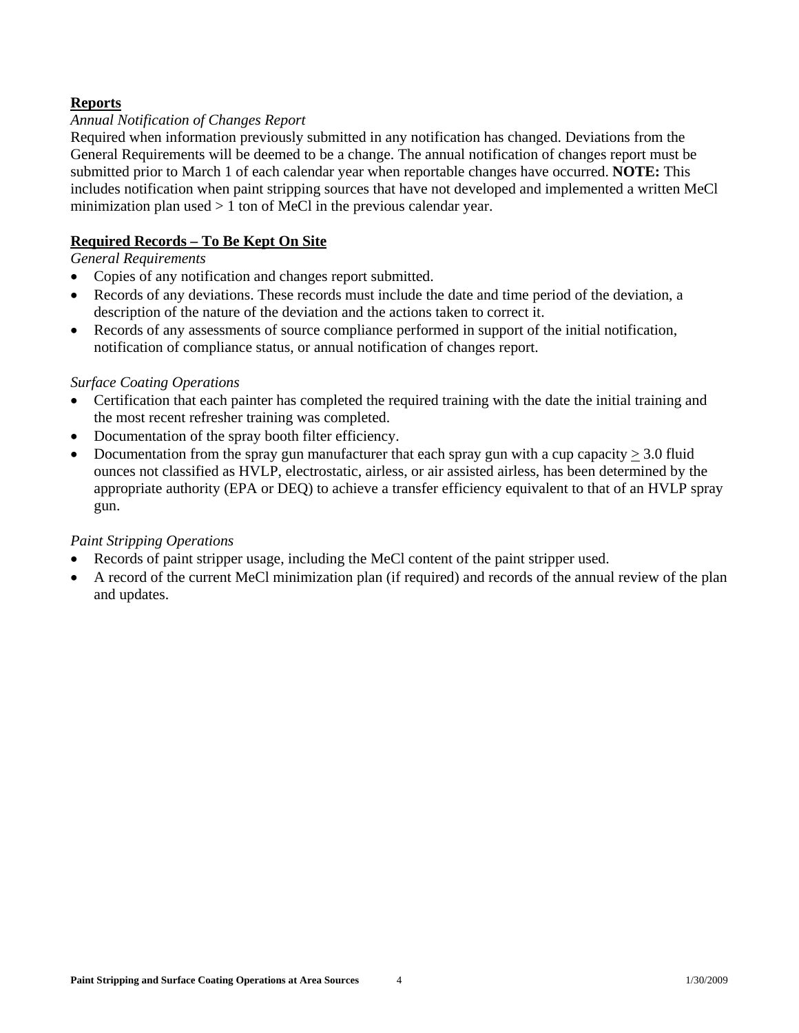## Reports

*Annual Notification of Changes Report*

Required when information previously submitted in any notification has changed. Deviations from the General Requirements will be deemed to be a change. The annual notification of changes report must be submitted prior to March 1 of each calendar year when reportable changes have occurred. **NOTE:** This includes notification when paint stripping sources that have not developed and implemented a written MeCl minimization plan used > 1 ton of MeCl in the previous calendar year.

## Required Records – To Be Kept On Site

*General Requirements*

- Copies of any notification and changes report submitted.
- Records of any deviations. These records must include the date and time period of the deviation, a description of the nature of the deviation and the actions taken to correct it.
- Records of any assessments of source compliance performed in support of the initial notification, notification of compliance status, or annual notification of changes report.

*Surface Coating Operations*

- Certification that each painter has completed the required training with the date the initial training and the most recent refresher training was completed.
- Documentation of the spray booth filter efficiency.
- Documentation from the spray gun manufacturer that each spray gun with a cup capacity ≥ 3.0 fluid ounces not classified as HVLP, electrostatic, airless, or air assisted airless, has been determined by the appropriate authority (EPA or DEQ) to achieve a transfer efficiency equivalent to that of an HVLP spray gun.

*Paint Stripping Operations*

- Records of paint stripper usage, including the MeCl content of the paint stripper used.
- A record of the current MeCl minimization plan (if required) and records of the annual review of the plan and updates.